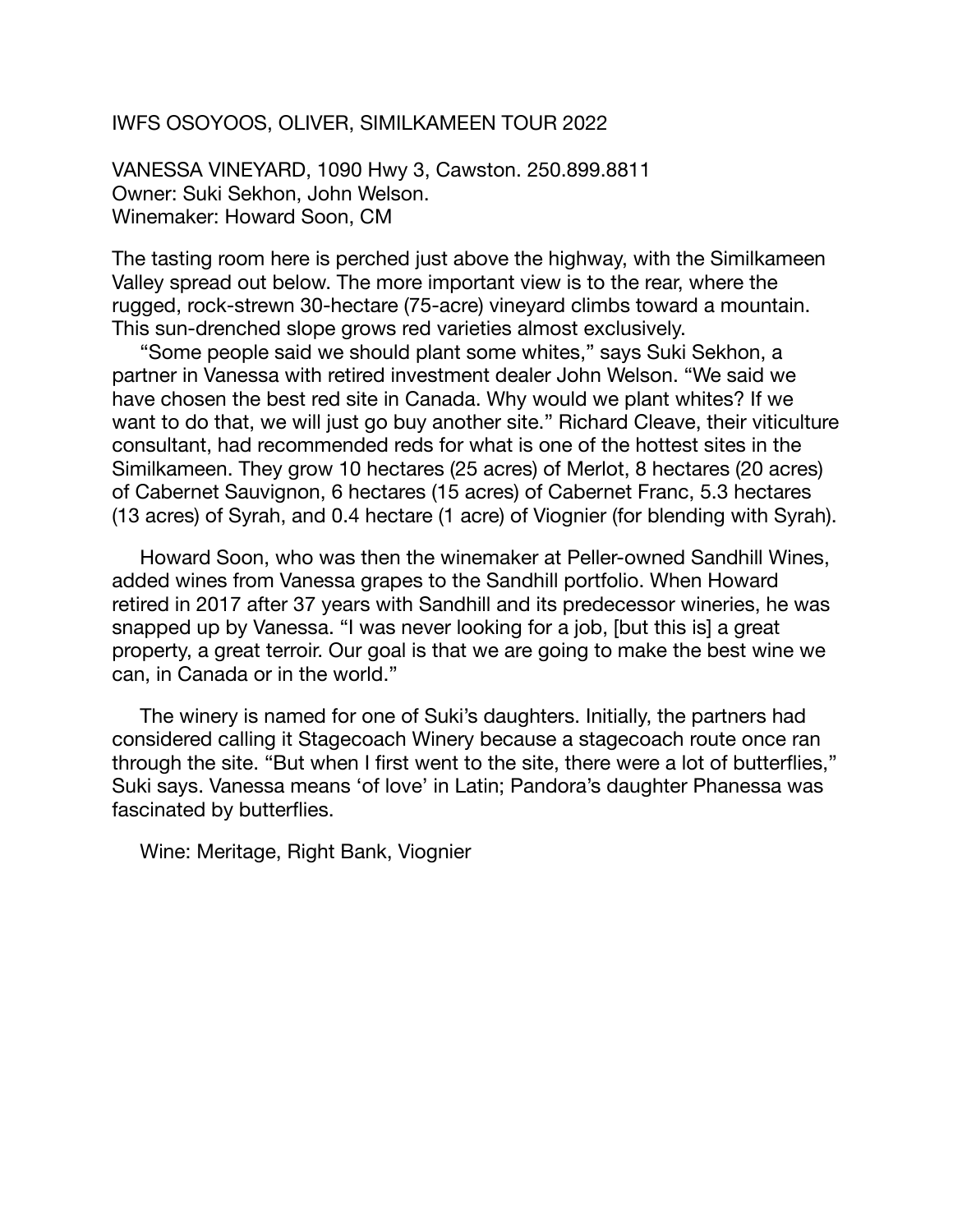IWFS OSOYOOS, OLIVER, SIMILKAMEEN TOUR 2022

VANESSA VINEYARD, 1090 Hwy 3, Cawston. 250.899.8811
Owner: Suki Sekhon, John Welson.
Winemaker: Howard Soon, CM

The tasting room here is perched just above the highway, with the Similkameen Valley spread out below. The more important view is to the rear, where the rugged, rock-strewn 30-hectare (75-acre) vineyard climbs toward a mountain. This sun-drenched slope grows red varieties almost exclusively.

“Some people said we should plant some whites,” says Suki Sekhon, a partner in Vanessa with retired investment dealer John Welson. “We said we have chosen the best red site in Canada. Why would we plant whites? If we want to do that, we will just go buy another site.” Richard Cleave, their viticulture consultant, had recommended reds for what is one of the hottest sites in the Similkameen. They grow 10 hectares (25 acres) of Merlot, 8 hectares (20 acres) of Cabernet Sauvignon, 6 hectares (15 acres) of Cabernet Franc, 5.3 hectares (13 acres) of Syrah, and 0.4 hectare (1 acre) of Viognier (for blending with Syrah).

Howard Soon, who was then the winemaker at Peller-owned Sandhill Wines, added wines from Vanessa grapes to the Sandhill portfolio. When Howard retired in 2017 after 37 years with Sandhill and its predecessor wineries, he was snapped up by Vanessa. “I was never looking for a job, [but this is] a great property, a great terroir. Our goal is that we are going to make the best wine we can, in Canada or in the world.”

The winery is named for one of Suki’s daughters. Initially, the partners had considered calling it Stagecoach Winery because a stagecoach route once ran through the site. “But when I first went to the site, there were a lot of butterflies,” Suki says. Vanessa means ‘of love’ in Latin; Pandora’s daughter Phanessa was fascinated by butterflies.

Wine: Meritage, Right Bank, Viognier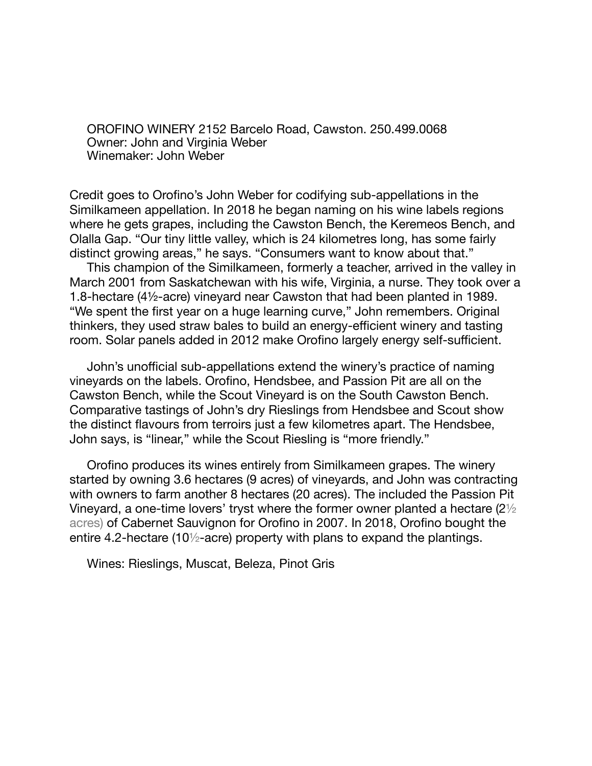OROFINO WINERY 2152 Barcelo Road, Cawston. 250.499.0068
Owner: John and Virginia Weber
Winemaker: John Weber

Credit goes to Orofino's John Weber for codifying sub-appellations in the Similkameen appellation. In 2018 he began naming on his wine labels regions where he gets grapes, including the Cawston Bench, the Keremeos Bench, and Olalla Gap. "Our tiny little valley, which is 24 kilometres long, has some fairly distinct growing areas," he says. "Consumers want to know about that."

This champion of the Similkameen, formerly a teacher, arrived in the valley in March 2001 from Saskatchewan with his wife, Virginia, a nurse. They took over a 1.8-hectare (4½-acre) vineyard near Cawston that had been planted in 1989. "We spent the first year on a huge learning curve," John remembers. Original thinkers, they used straw bales to build an energy-efficient winery and tasting room. Solar panels added in 2012 make Orofino largely energy self-sufficient.

John's unofficial sub-appellations extend the winery's practice of naming vineyards on the labels. Orofino, Hendsbee, and Passion Pit are all on the Cawston Bench, while the Scout Vineyard is on the South Cawston Bench. Comparative tastings of John's dry Rieslings from Hendsbee and Scout show the distinct flavours from terroirs just a few kilometres apart. The Hendsbee, John says, is "linear," while the Scout Riesling is "more friendly."

Orofino produces its wines entirely from Similkameen grapes. The winery started by owning 3.6 hectares (9 acres) of vineyards, and John was contracting with owners to farm another 8 hectares (20 acres). The included the Passion Pit Vineyard, a one-time lovers' tryst where the former owner planted a hectare (2½ acres) of Cabernet Sauvignon for Orofino in 2007. In 2018, Orofino bought the entire 4.2-hectare (10½-acre) property with plans to expand the plantings.

Wines: Rieslings, Muscat, Beleza, Pinot Gris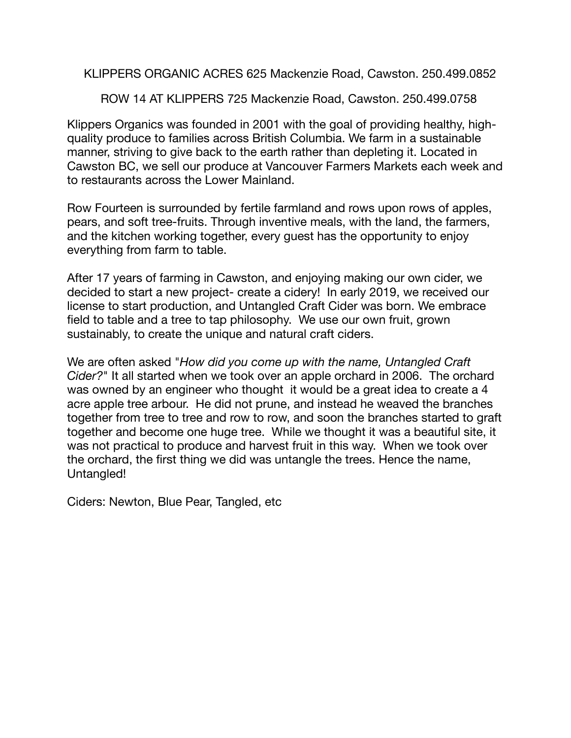KLIPPERS ORGANIC ACRES 625 Mackenzie Road, Cawston. 250.499.0852

ROW 14 AT KLIPPERS 725 Mackenzie Road, Cawston. 250.499.0758

Klippers Organics was founded in 2001 with the goal of providing healthy, high-quality produce to families across British Columbia. We farm in a sustainable manner, striving to give back to the earth rather than depleting it. Located in Cawston BC, we sell our produce at Vancouver Farmers Markets each week and to restaurants across the Lower Mainland.

Row Fourteen is surrounded by fertile farmland and rows upon rows of apples, pears, and soft tree-fruits. Through inventive meals, with the land, the farmers, and the kitchen working together, every guest has the opportunity to enjoy everything from farm to table.

After 17 years of farming in Cawston, and enjoying making our own cider, we decided to start a new project- create a cidery! In early 2019, we received our license to start production, and Untangled Craft Cider was born. We embrace field to table and a tree to tap philosophy. We use our own fruit, grown sustainably, to create the unique and natural craft ciders.

We are often asked "*How did you come up with the name, Untangled Craft Cider?*" It all started when we took over an apple orchard in 2006. The orchard was owned by an engineer who thought it would be a great idea to create a 4 acre apple tree arbour. He did not prune, and instead he weaved the branches together from tree to tree and row to row, and soon the branches started to graft together and become one huge tree. While we thought it was a beautiful site, it was not practical to produce and harvest fruit in this way. When we took over the orchard, the first thing we did was untangle the trees. Hence the name, Untangled!

Ciders: Newton, Blue Pear, Tangled, etc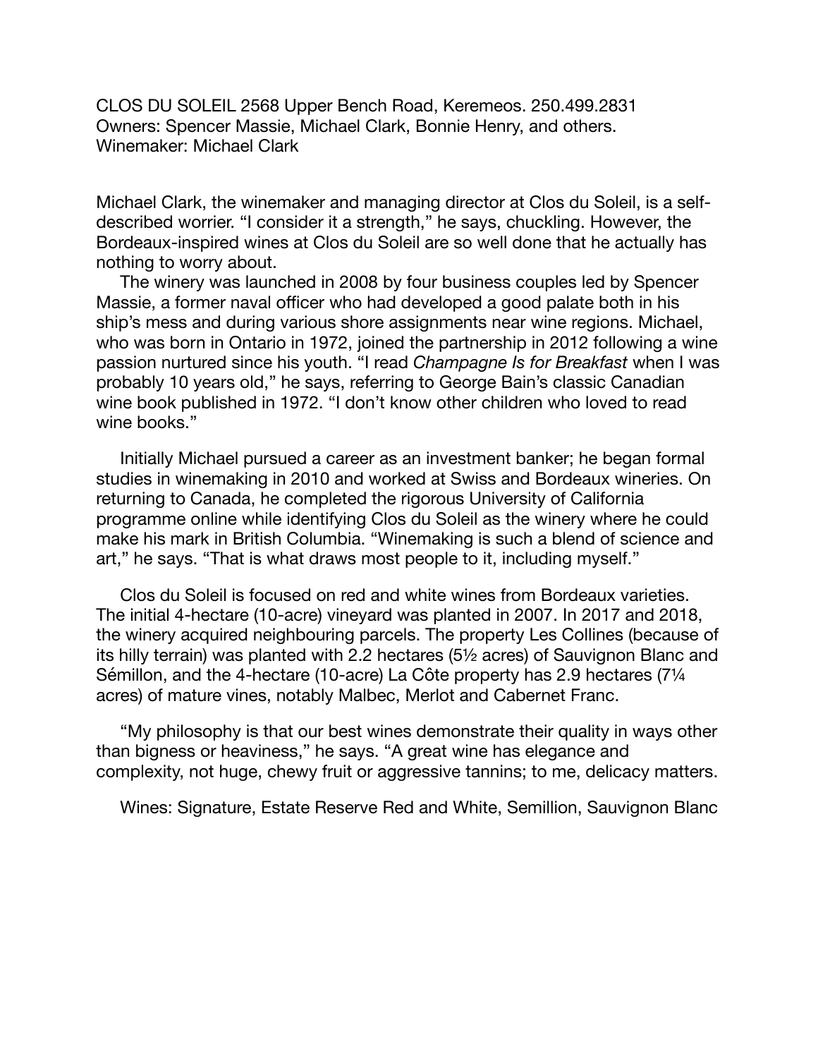CLOS DU SOLEIL 2568 Upper Bench Road, Keremeos. 250.499.2831
Owners: Spencer Massie, Michael Clark, Bonnie Henry, and others.
Winemaker: Michael Clark

Michael Clark, the winemaker and managing director at Clos du Soleil, is a self-described worrier. “I consider it a strength,” he says, chuckling. However, the Bordeaux-inspired wines at Clos du Soleil are so well done that he actually has nothing to worry about.

The winery was launched in 2008 by four business couples led by Spencer Massie, a former naval officer who had developed a good palate both in his ship’s mess and during various shore assignments near wine regions. Michael, who was born in Ontario in 1972, joined the partnership in 2012 following a wine passion nurtured since his youth. “I read *Champagne Is for Breakfast* when I was probably 10 years old,” he says, referring to George Bain’s classic Canadian wine book published in 1972. “I don’t know other children who loved to read wine books.”

Initially Michael pursued a career as an investment banker; he began formal studies in winemaking in 2010 and worked at Swiss and Bordeaux wineries. On returning to Canada, he completed the rigorous University of California programme online while identifying Clos du Soleil as the winery where he could make his mark in British Columbia. “Winemaking is such a blend of science and art,” he says. “That is what draws most people to it, including myself.”

Clos du Soleil is focused on red and white wines from Bordeaux varieties. The initial 4-hectare (10-acre) vineyard was planted in 2007. In 2017 and 2018, the winery acquired neighbouring parcels. The property Les Collines (because of its hilly terrain) was planted with 2.2 hectares (5½ acres) of Sauvignon Blanc and Sémillon, and the 4-hectare (10-acre) La Côte property has 2.9 hectares (7¼ acres) of mature vines, notably Malbec, Merlot and Cabernet Franc.

“My philosophy is that our best wines demonstrate their quality in ways other than bigness or heaviness,” he says. “A great wine has elegance and complexity, not huge, chewy fruit or aggressive tannins; to me, delicacy matters.

Wines: Signature, Estate Reserve Red and White, Semillion, Sauvignon Blanc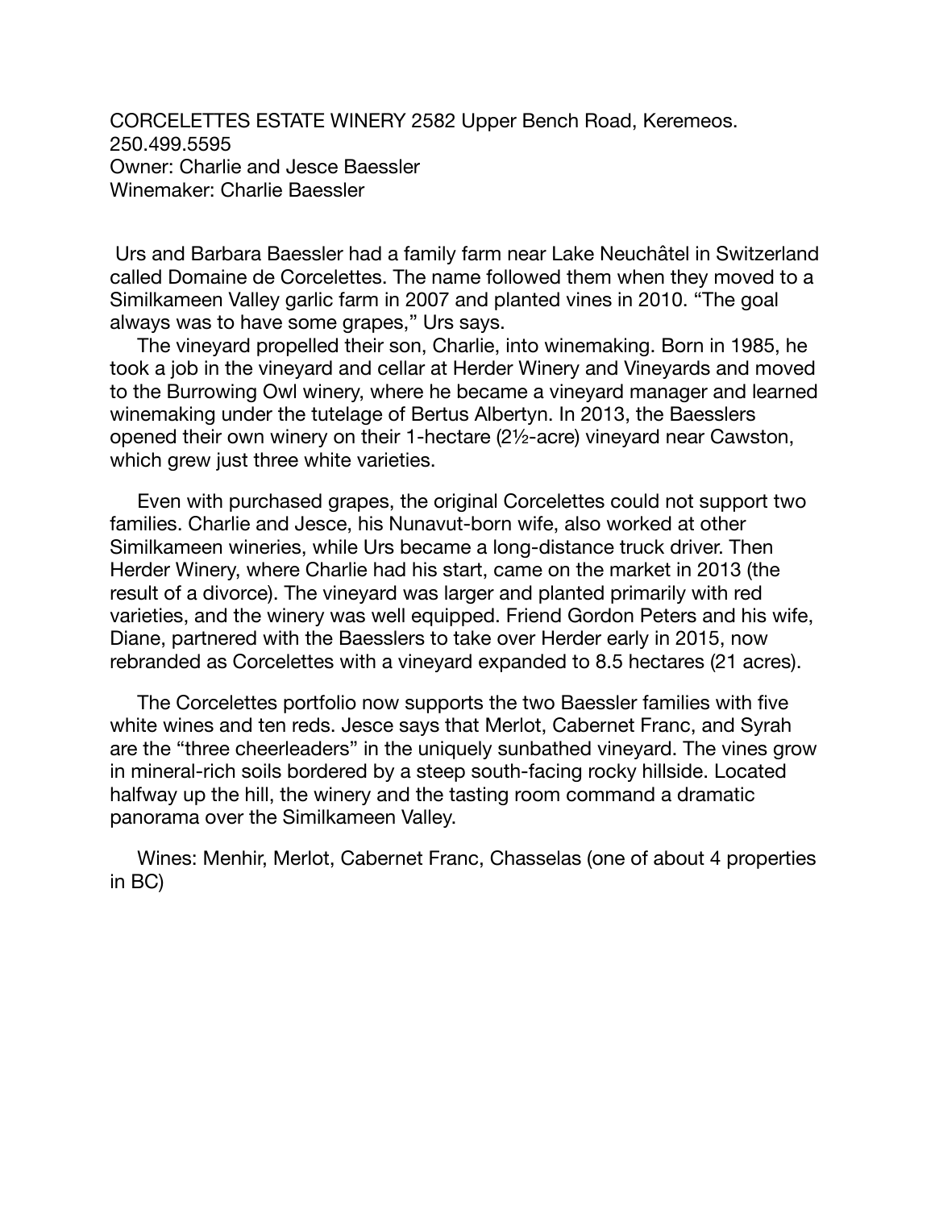CORCELETTES ESTATE WINERY 2582 Upper Bench Road, Keremeos. 250.499.5595
Owner: Charlie and Jesce Baessler
Winemaker: Charlie Baessler

Urs and Barbara Baessler had a family farm near Lake Neuchâtel in Switzerland called Domaine de Corcelettes. The name followed them when they moved to a Similkameen Valley garlic farm in 2007 and planted vines in 2010. "The goal always was to have some grapes," Urs says.

The vineyard propelled their son, Charlie, into winemaking. Born in 1985, he took a job in the vineyard and cellar at Herder Winery and Vineyards and moved to the Burrowing Owl winery, where he became a vineyard manager and learned winemaking under the tutelage of Bertus Albertyn. In 2013, the Baesslers opened their own winery on their 1-hectare (2½-acre) vineyard near Cawston, which grew just three white varieties.

Even with purchased grapes, the original Corcelettes could not support two families. Charlie and Jesce, his Nunavut-born wife, also worked at other Similkameen wineries, while Urs became a long-distance truck driver. Then Herder Winery, where Charlie had his start, came on the market in 2013 (the result of a divorce). The vineyard was larger and planted primarily with red varieties, and the winery was well equipped. Friend Gordon Peters and his wife, Diane, partnered with the Baesslers to take over Herder early in 2015, now rebranded as Corcelettes with a vineyard expanded to 8.5 hectares (21 acres).

The Corcelettes portfolio now supports the two Baessler families with five white wines and ten reds. Jesce says that Merlot, Cabernet Franc, and Syrah are the "three cheerleaders" in the uniquely sunbathed vineyard. The vines grow in mineral-rich soils bordered by a steep south-facing rocky hillside. Located halfway up the hill, the winery and the tasting room command a dramatic panorama over the Similkameen Valley.

Wines: Menhir, Merlot, Cabernet Franc, Chasselas (one of about 4 properties in BC)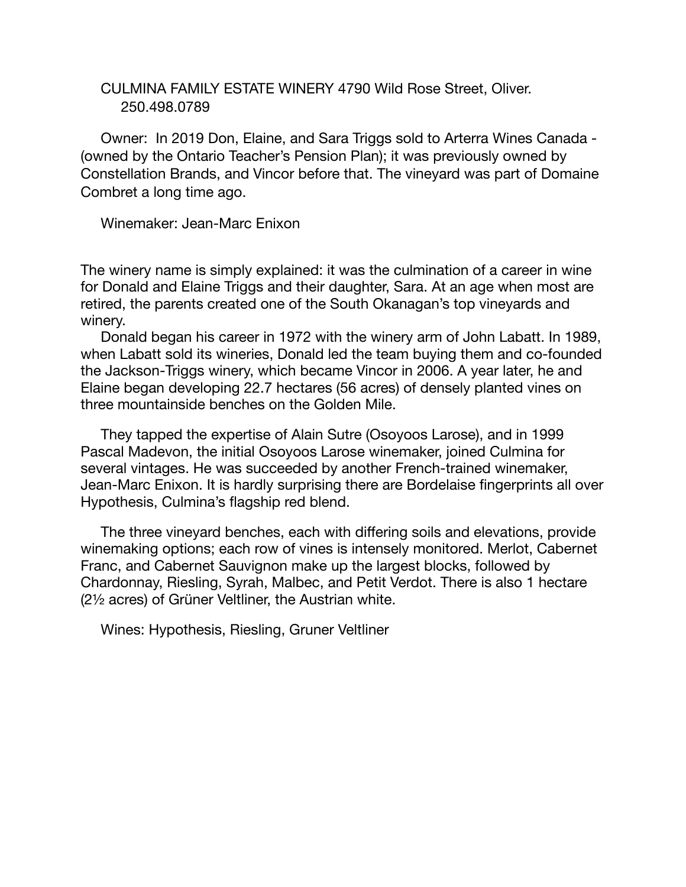CULMINA FAMILY ESTATE WINERY 4790 Wild Rose Street, Oliver. 250.498.0789

Owner: In 2019 Don, Elaine, and Sara Triggs sold to Arterra Wines Canada - (owned by the Ontario Teacher's Pension Plan); it was previously owned by Constellation Brands, and Vincor before that. The vineyard was part of Domaine Combret a long time ago.

Winemaker: Jean-Marc Enixon

The winery name is simply explained: it was the culmination of a career in wine for Donald and Elaine Triggs and their daughter, Sara. At an age when most are retired, the parents created one of the South Okanagan's top vineyards and winery.

Donald began his career in 1972 with the winery arm of John Labatt. In 1989, when Labatt sold its wineries, Donald led the team buying them and co-founded the Jackson-Triggs winery, which became Vincor in 2006. A year later, he and Elaine began developing 22.7 hectares (56 acres) of densely planted vines on three mountainside benches on the Golden Mile.

They tapped the expertise of Alain Sutre (Osoyoos Larose), and in 1999 Pascal Madevon, the initial Osoyoos Larose winemaker, joined Culmina for several vintages. He was succeeded by another French-trained winemaker, Jean-Marc Enixon. It is hardly surprising there are Bordelaise fingerprints all over Hypothesis, Culmina's flagship red blend.

The three vineyard benches, each with differing soils and elevations, provide winemaking options; each row of vines is intensely monitored. Merlot, Cabernet Franc, and Cabernet Sauvignon make up the largest blocks, followed by Chardonnay, Riesling, Syrah, Malbec, and Petit Verdot. There is also 1 hectare (2½ acres) of Grüner Veltliner, the Austrian white.

Wines: Hypothesis, Riesling, Gruner Veltliner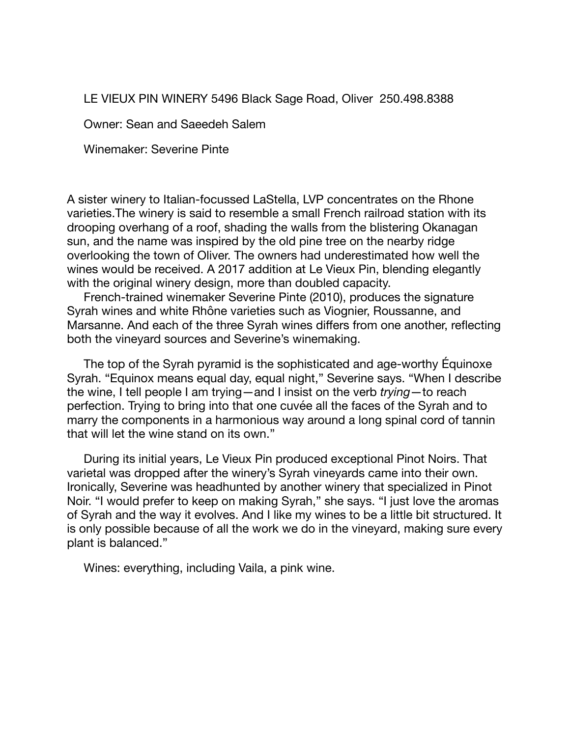LE VIEUX PIN WINERY 5496 Black Sage Road, Oliver 250.498.8388

Owner: Sean and Saeedeh Salem

Winemaker: Severine Pinte

A sister winery to Italian-focussed LaStella, LVP concentrates on the Rhone varieties.The winery is said to resemble a small French railroad station with its drooping overhang of a roof, shading the walls from the blistering Okanagan sun, and the name was inspired by the old pine tree on the nearby ridge overlooking the town of Oliver. The owners had underestimated how well the wines would be received. A 2017 addition at Le Vieux Pin, blending elegantly with the original winery design, more than doubled capacity.

French-trained winemaker Severine Pinte (2010), produces the signature Syrah wines and white Rhône varieties such as Viognier, Roussanne, and Marsanne. And each of the three Syrah wines differs from one another, reflecting both the vineyard sources and Severine's winemaking.

The top of the Syrah pyramid is the sophisticated and age-worthy Équinoxe Syrah. "Equinox means equal day, equal night," Severine says. "When I describe the wine, I tell people I am trying—and I insist on the verb *trying*—to reach perfection. Trying to bring into that one cuvée all the faces of the Syrah and to marry the components in a harmonious way around a long spinal cord of tannin that will let the wine stand on its own."

During its initial years, Le Vieux Pin produced exceptional Pinot Noirs. That varietal was dropped after the winery's Syrah vineyards came into their own. Ironically, Severine was headhunted by another winery that specialized in Pinot Noir. "I would prefer to keep on making Syrah," she says. "I just love the aromas of Syrah and the way it evolves. And I like my wines to be a little bit structured. It is only possible because of all the work we do in the vineyard, making sure every plant is balanced."

Wines: everything, including Vaila, a pink wine.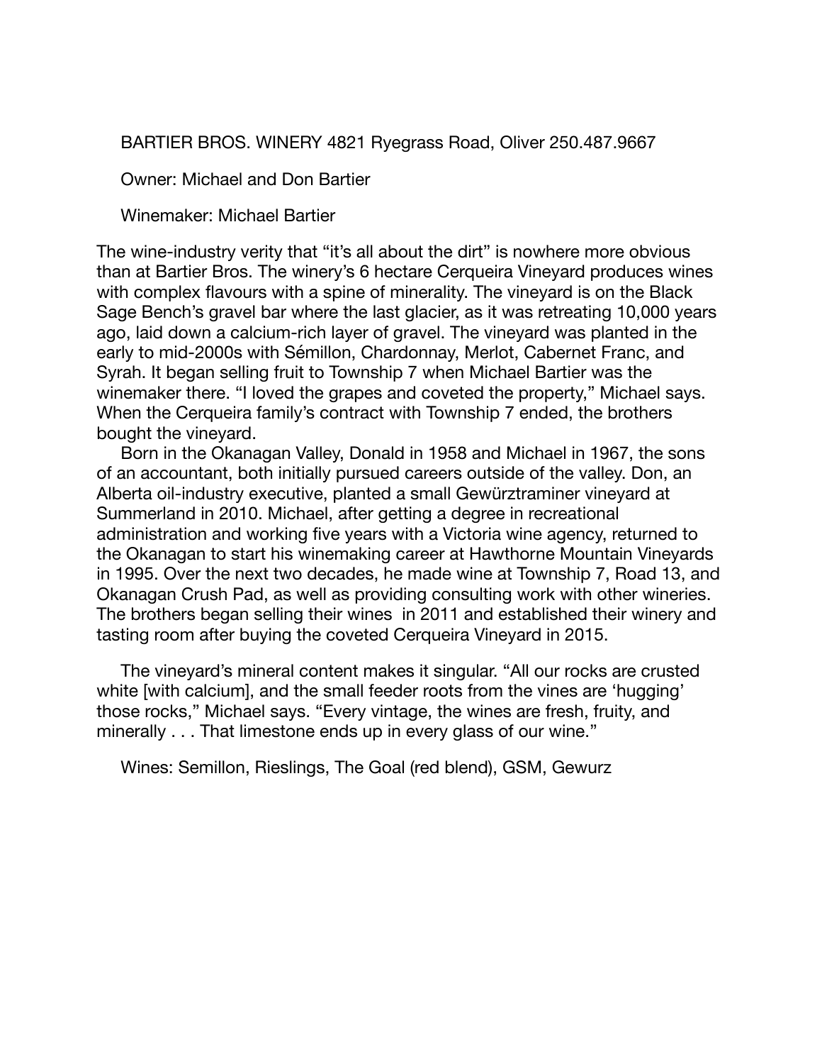BARTIER BROS. WINERY 4821 Ryegrass Road, Oliver 250.487.9667

Owner: Michael and Don Bartier

Winemaker: Michael Bartier

The wine-industry verity that “it’s all about the dirt” is nowhere more obvious than at Bartier Bros. The winery’s 6 hectare Cerqueira Vineyard produces wines with complex flavours with a spine of minerality. The vineyard is on the Black Sage Bench’s gravel bar where the last glacier, as it was retreating 10,000 years ago, laid down a calcium-rich layer of gravel. The vineyard was planted in the early to mid-2000s with Sémillon, Chardonnay, Merlot, Cabernet Franc, and Syrah. It began selling fruit to Township 7 when Michael Bartier was the winemaker there. “I loved the grapes and coveted the property,” Michael says. When the Cerqueira family’s contract with Township 7 ended, the brothers bought the vineyard.

Born in the Okanagan Valley, Donald in 1958 and Michael in 1967, the sons of an accountant, both initially pursued careers outside of the valley. Don, an Alberta oil-industry executive, planted a small Gewürztraminer vineyard at Summerland in 2010. Michael, after getting a degree in recreational administration and working five years with a Victoria wine agency, returned to the Okanagan to start his winemaking career at Hawthorne Mountain Vineyards in 1995. Over the next two decades, he made wine at Township 7, Road 13, and Okanagan Crush Pad, as well as providing consulting work with other wineries. The brothers began selling their wines in 2011 and established their winery and tasting room after buying the coveted Cerqueira Vineyard in 2015.

The vineyard’s mineral content makes it singular. “All our rocks are crusted white [with calcium], and the small feeder roots from the vines are ‘hugging’ those rocks,” Michael says. “Every vintage, the wines are fresh, fruity, and minerally . . . That limestone ends up in every glass of our wine.”

Wines: Semillon, Rieslings, The Goal (red blend), GSM, Gewurz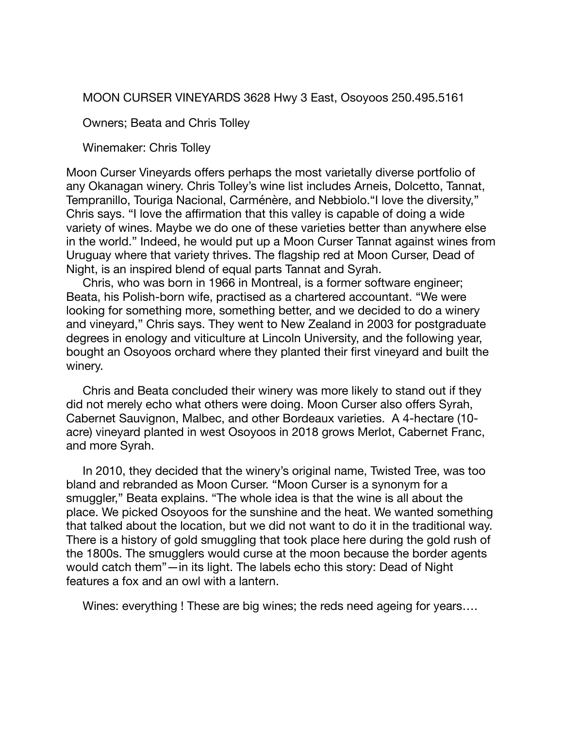MOON CURSER VINEYARDS 3628 Hwy 3 East, Osoyoos 250.495.5161

Owners; Beata and Chris Tolley

Winemaker: Chris Tolley

Moon Curser Vineyards offers perhaps the most varietally diverse portfolio of any Okanagan winery. Chris Tolley's wine list includes Arneis, Dolcetto, Tannat, Tempranillo, Touriga Nacional, Carménère, and Nebbiolo."I love the diversity," Chris says. "I love the affirmation that this valley is capable of doing a wide variety of wines. Maybe we do one of these varieties better than anywhere else in the world." Indeed, he would put up a Moon Curser Tannat against wines from Uruguay where that variety thrives. The flagship red at Moon Curser, Dead of Night, is an inspired blend of equal parts Tannat and Syrah.

Chris, who was born in 1966 in Montreal, is a former software engineer; Beata, his Polish-born wife, practised as a chartered accountant. "We were looking for something more, something better, and we decided to do a winery and vineyard," Chris says. They went to New Zealand in 2003 for postgraduate degrees in enology and viticulture at Lincoln University, and the following year, bought an Osoyoos orchard where they planted their first vineyard and built the winery.

Chris and Beata concluded their winery was more likely to stand out if they did not merely echo what others were doing. Moon Curser also offers Syrah, Cabernet Sauvignon, Malbec, and other Bordeaux varieties. A 4-hectare (10-acre) vineyard planted in west Osoyoos in 2018 grows Merlot, Cabernet Franc, and more Syrah.

In 2010, they decided that the winery's original name, Twisted Tree, was too bland and rebranded as Moon Curser. "Moon Curser is a synonym for a smuggler," Beata explains. "The whole idea is that the wine is all about the place. We picked Osoyoos for the sunshine and the heat. We wanted something that talked about the location, but we did not want to do it in the traditional way. There is a history of gold smuggling that took place here during the gold rush of the 1800s. The smugglers would curse at the moon because the border agents would catch them"—in its light. The labels echo this story: Dead of Night features a fox and an owl with a lantern.

Wines: everything ! These are big wines; the reds need ageing for years….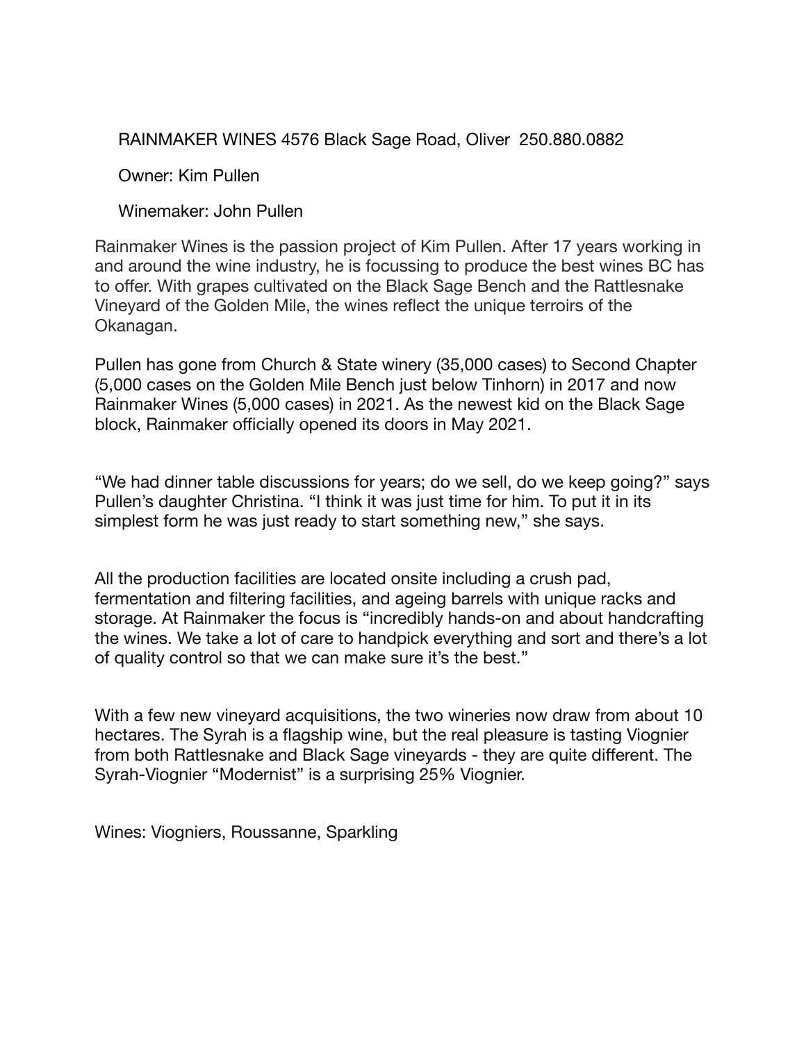RAINMAKER WINES 4576 Black Sage Road, Oliver 250.880.0882

Owner: Kim Pullen

Winemaker: John Pullen

Rainmaker Wines is the passion project of Kim Pullen. After 17 years working in and around the wine industry, he is focussing to produce the best wines BC has to offer. With grapes cultivated on the Black Sage Bench and the Rattlesnake Vineyard of the Golden Mile, the wines reflect the unique terroirs of the Okanagan.

Pullen has gone from Church & State winery (35,000 cases) to Second Chapter (5,000 cases on the Golden Mile Bench just below Tinhorn) in 2017 and now Rainmaker Wines (5,000 cases) in 2021. As the newest kid on the Black Sage block, Rainmaker officially opened its doors in May 2021.

“We had dinner table discussions for years; do we sell, do we keep going?” says Pullen’s daughter Christina. “I think it was just time for him. To put it in its simplest form he was just ready to start something new,” she says.

All the production facilities are located onsite including a crush pad, fermentation and filtering facilities, and ageing barrels with unique racks and storage. At Rainmaker the focus is “incredibly hands-on and about handcrafting the wines. We take a lot of care to handpick everything and sort and there’s a lot of quality control so that we can make sure it’s the best.”

With a few new vineyard acquisitions, the two wineries now draw from about 10 hectares. The Syrah is a flagship wine, but the real pleasure is tasting Viognier from both Rattlesnake and Black Sage vineyards - they are quite different. The Syrah-Viognier “Modernist” is a surprising 25% Viognier.

Wines: Viogniers, Roussanne, Sparkling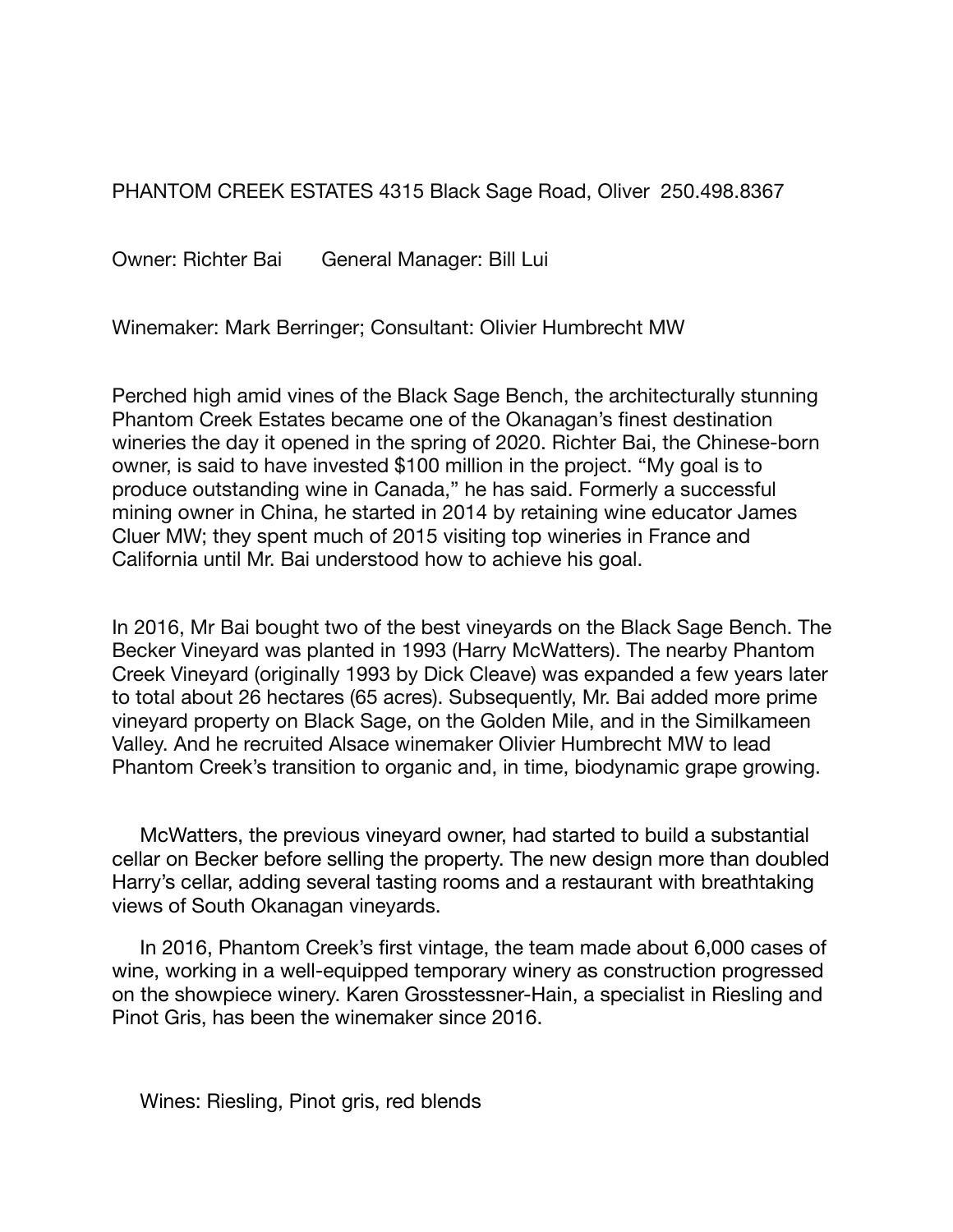PHANTOM CREEK ESTATES 4315 Black Sage Road, Oliver  250.498.8367

Owner: Richter Bai    General Manager: Bill Lui

Winemaker: Mark Berringer; Consultant: Olivier Humbrecht MW

Perched high amid vines of the Black Sage Bench, the architecturally stunning Phantom Creek Estates became one of the Okanagan's finest destination wineries the day it opened in the spring of 2020. Richter Bai, the Chinese-born owner, is said to have invested $100 million in the project. "My goal is to produce outstanding wine in Canada," he has said. Formerly a successful mining owner in China, he started in 2014 by retaining wine educator James Cluer MW; they spent much of 2015 visiting top wineries in France and California until Mr. Bai understood how to achieve his goal.

In 2016, Mr Bai bought two of the best vineyards on the Black Sage Bench. The Becker Vineyard was planted in 1993 (Harry McWatters). The nearby Phantom Creek Vineyard (originally 1993 by Dick Cleave) was expanded a few years later to total about 26 hectares (65 acres). Subsequently, Mr. Bai added more prime vineyard property on Black Sage, on the Golden Mile, and in the Similkameen Valley. And he recruited Alsace winemaker Olivier Humbrecht MW to lead Phantom Creek's transition to organic and, in time, biodynamic grape growing.

McWatters, the previous vineyard owner, had started to build a substantial cellar on Becker before selling the property. The new design more than doubled Harry's cellar, adding several tasting rooms and a restaurant with breathtaking views of South Okanagan vineyards.

In 2016, Phantom Creek's first vintage, the team made about 6,000 cases of wine, working in a well-equipped temporary winery as construction progressed on the showpiece winery. Karen Grosstessner-Hain, a specialist in Riesling and Pinot Gris, has been the winemaker since 2016.

Wines: Riesling, Pinot gris, red blends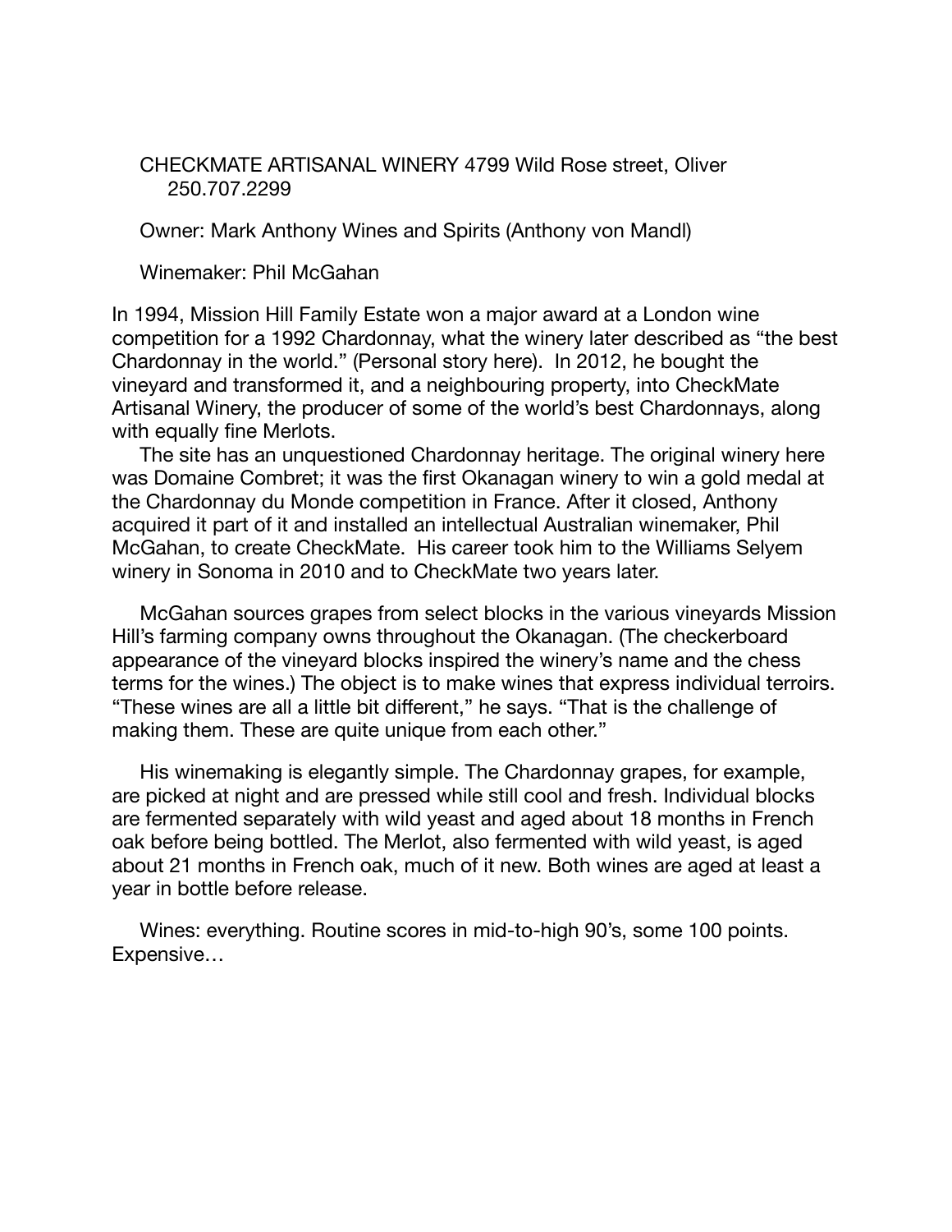CHECKMATE ARTISANAL WINERY 4799 Wild Rose street, Oliver 250.707.2299

Owner: Mark Anthony Wines and Spirits (Anthony von Mandl)

Winemaker: Phil McGahan

In 1994, Mission Hill Family Estate won a major award at a London wine competition for a 1992 Chardonnay, what the winery later described as “the best Chardonnay in the world.” (Personal story here). In 2012, he bought the vineyard and transformed it, and a neighbouring property, into CheckMate Artisanal Winery, the producer of some of the world’s best Chardonnays, along with equally fine Merlots.

The site has an unquestioned Chardonnay heritage. The original winery here was Domaine Combret; it was the first Okanagan winery to win a gold medal at the Chardonnay du Monde competition in France. After it closed, Anthony acquired it part of it and installed an intellectual Australian winemaker, Phil McGahan, to create CheckMate. His career took him to the Williams Selyem winery in Sonoma in 2010 and to CheckMate two years later.

McGahan sources grapes from select blocks in the various vineyards Mission Hill’s farming company owns throughout the Okanagan. (The checkerboard appearance of the vineyard blocks inspired the winery’s name and the chess terms for the wines.) The object is to make wines that express individual terroirs. “These wines are all a little bit different,” he says. “That is the challenge of making them. These are quite unique from each other.”

His winemaking is elegantly simple. The Chardonnay grapes, for example, are picked at night and are pressed while still cool and fresh. Individual blocks are fermented separately with wild yeast and aged about 18 months in French oak before being bottled. The Merlot, also fermented with wild yeast, is aged about 21 months in French oak, much of it new. Both wines are aged at least a year in bottle before release.

Wines: everything. Routine scores in mid-to-high 90’s, some 100 points. Expensive…